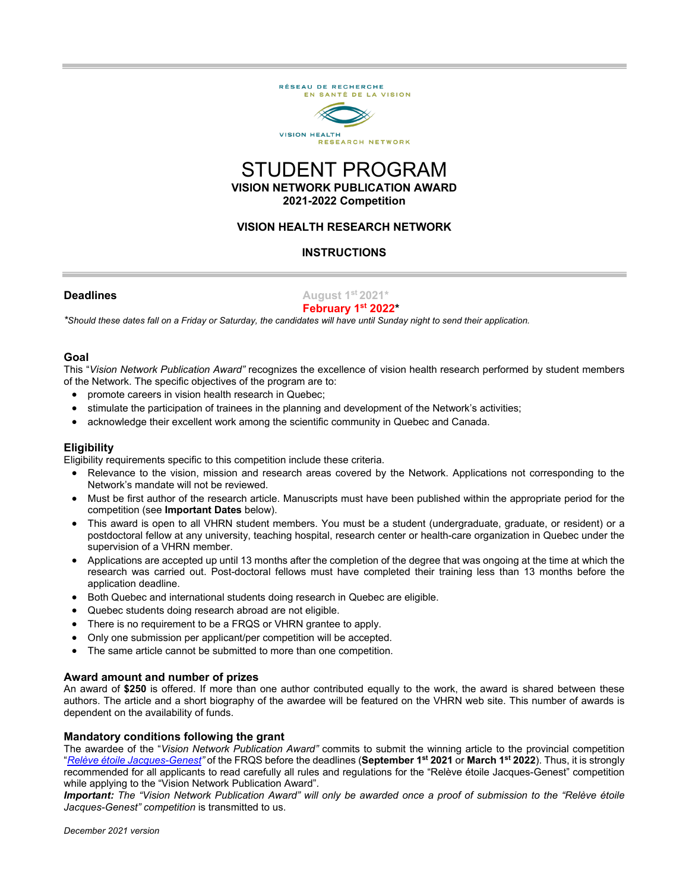RÉSEAU DE RECHERCHE EN SANTÉ DE LA VISION

VISION HEALTH RESEARCH NETWORK

# STUDENT PROGRAM

## VISION NETWORK PUBLICATION AWARD
## 2021-2022 Competition

## VISION HEALTH RESEARCH NETWORK

## INSTRUCTIONS

**Deadlines** ~~August 1st 2021*~~
**February 1st 2022***

*\*Should these dates fall on a Friday or Saturday, the candidates will have until Sunday night to send their application.*

### Goal

This "*Vision Network Publication Award*" recognizes the excellence of vision health research performed by student members of the Network. The specific objectives of the program are to:

- promote careers in vision health research in Quebec;
- stimulate the participation of trainees in the planning and development of the Network's activities;
- acknowledge their excellent work among the scientific community in Quebec and Canada.

### Eligibility

Eligibility requirements specific to this competition include these criteria.

- Relevance to the vision, mission and research areas covered by the Network. Applications not corresponding to the Network's mandate will not be reviewed.
- Must be first author of the research article. Manuscripts must have been published within the appropriate period for the competition (see **Important Dates** below).
- This award is open to all VHRN student members. You must be a student (undergraduate, graduate, or resident) or a postdoctoral fellow at any university, teaching hospital, research center or health-care organization in Quebec under the supervision of a VHRN member.
- Applications are accepted up until 13 months after the completion of the degree that was ongoing at the time at which the research was carried out. Post-doctoral fellows must have completed their training less than 13 months before the application deadline.
- Both Quebec and international students doing research in Quebec are eligible.
- Quebec students doing research abroad are not eligible.
- There is no requirement to be a FRQS or VHRN grantee to apply.
- Only one submission per applicant/per competition will be accepted.
- The same article cannot be submitted to more than one competition.

### Award amount and number of prizes

An award of **$250** is offered. If more than one author contributed equally to the work, the award is shared between these authors. The article and a short biography of the awardee will be featured on the VHRN web site. This number of awards is dependent on the availability of funds.

### Mandatory conditions following the grant

The awardee of the "*Vision Network Publication Award*" commits to submit the winning article to the provincial competition "*Relève étoile Jacques-Genest*" of the FRQS before the deadlines (**September 1st 2021** or **March 1st 2022**). Thus, it is strongly recommended for all applicants to read carefully all rules and regulations for the "Relève étoile Jacques-Genest" competition while applying to the "Vision Network Publication Award".

***Important:*** *The "Vision Network Publication Award" will only be awarded once a proof of submission to the "Relève étoile Jacques-Genest" competition* is transmitted to us.

*December 2021 version*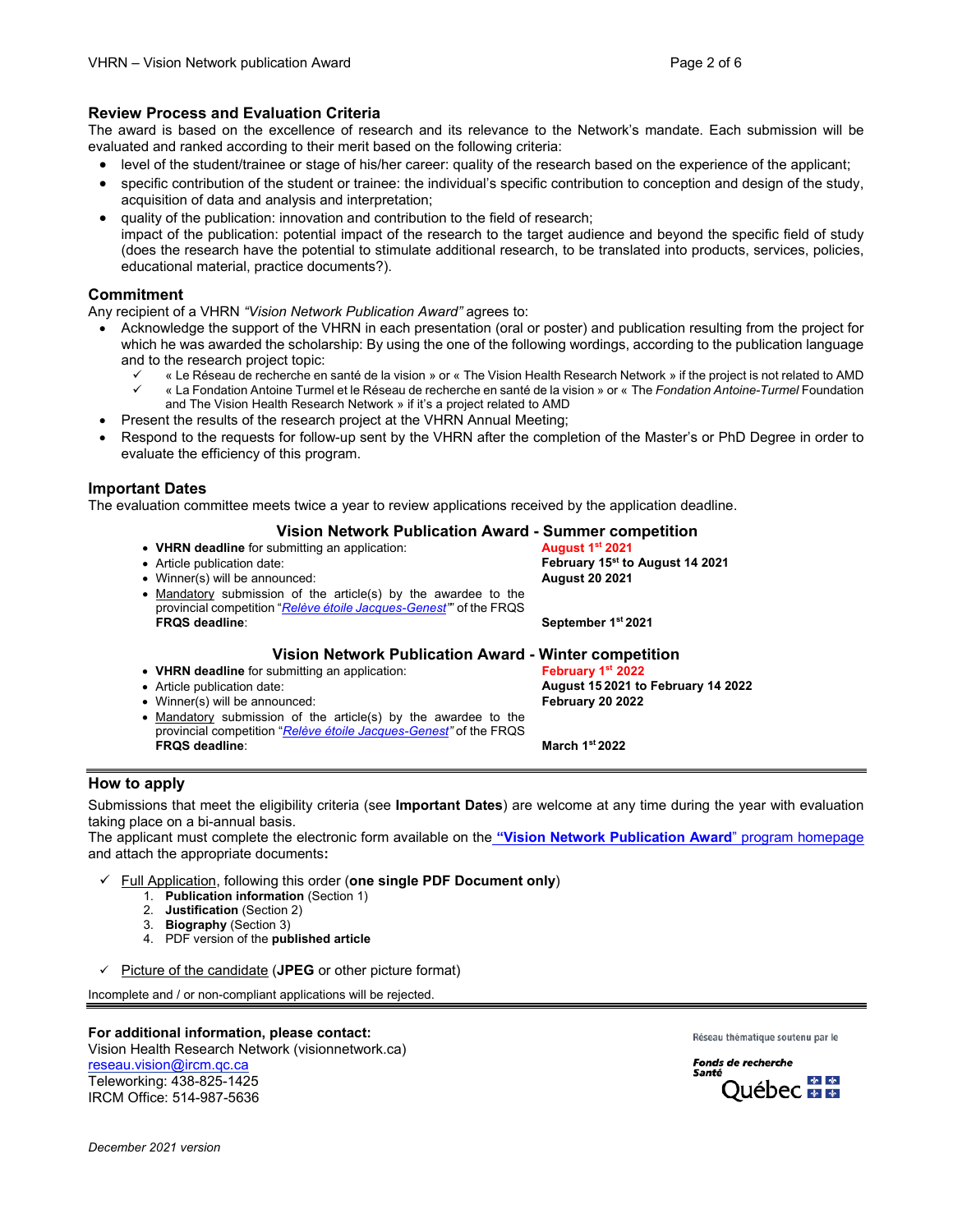## Review Process and Evaluation Criteria

The award is based on the excellence of research and its relevance to the Network's mandate. Each submission will be evaluated and ranked according to their merit based on the following criteria:

- level of the student/trainee or stage of his/her career: quality of the research based on the experience of the applicant;
- specific contribution of the student or trainee: the individual's specific contribution to conception and design of the study, acquisition of data and analysis and interpretation;
- quality of the publication: innovation and contribution to the field of research;
  impact of the publication: potential impact of the research to the target audience and beyond the specific field of study (does the research have the potential to stimulate additional research, to be translated into products, services, policies, educational material, practice documents?).

## Commitment

Any recipient of a VHRN *"Vision Network Publication Award"* agrees to:

- Acknowledge the support of the VHRN in each presentation (oral or poster) and publication resulting from the project for which he was awarded the scholarship: By using the one of the following wordings, according to the publication language and to the research project topic:
  - ✓ « Le Réseau de recherche en santé de la vision » or « The Vision Health Research Network » if the project is not related to AMD
  - ✓ « La Fondation Antoine Turmel et le Réseau de recherche en santé de la vision » or « The *Fondation Antoine-Turmel* Foundation and The Vision Health Research Network » if it's a project related to AMD
- Present the results of the research project at the VHRN Annual Meeting;
- Respond to the requests for follow-up sent by the VHRN after the completion of the Master's or PhD Degree in order to evaluate the efficiency of this program.

## Important Dates

The evaluation committee meets twice a year to review applications received by the application deadline.

### Vision Network Publication Award - Summer competition

- **VHRN deadline** for submitting an application: **August 1st 2021**
- Article publication date: **February 15st to August 14 2021**
- Winner(s) will be announced: **August 20 2021**
- Mandatory submission of the article(s) by the awardee to the provincial competition "*Relève étoile Jacques-Genest*" of the FRQS
  **FRQS deadline**: **September 1st 2021**

### Vision Network Publication Award - Winter competition

- **VHRN deadline** for submitting an application: **February 1st 2022**
- Article publication date: **August 15 2021 to February 14 2022**
- Winner(s) will be announced: **February 20 2022**
- Mandatory submission of the article(s) by the awardee to the provincial competition "*Relève étoile Jacques-Genest*" of the FRQS
  **FRQS deadline**: **March 1st 2022**

---

## How to apply

Submissions that meet the eligibility criteria (see **Important Dates**) are welcome at any time during the year with evaluation taking place on a bi-annual basis.

The applicant must complete the electronic form available on the **"Vision Network Publication Award"** program homepage and attach the appropriate documents**:**

- ✓ Full Application, following this order (**one single PDF Document only**)
  1. **Publication information** (Section 1)
  2. **Justification** (Section 2)
  3. **Biography** (Section 3)
  4. PDF version of the **published article**
- ✓ Picture of the candidate (**JPEG** or other picture format)

Incomplete and / or non-compliant applications will be rejected.

---

**For additional information, please contact:**
Vision Health Research Network (visionnetwork.ca)
reseau.vision@ircm.qc.ca
Teleworking: 438-825-1425
IRCM Office: 514-987-5636

Réseau thématique soutenu par le
Fonds de recherche Santé Québec

*December 2021 version*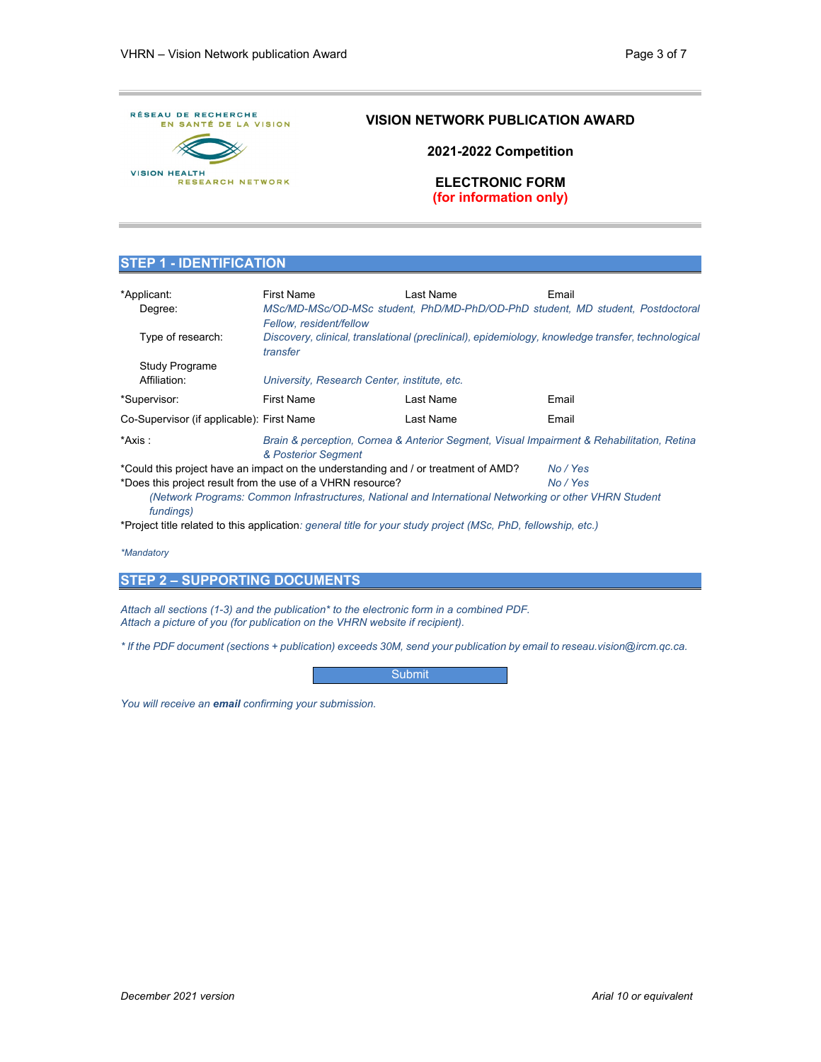RÉSEAU DE RECHERCHE EN SANTÉ DE LA VISION

VISION HEALTH RESEARCH NETWORK

# VISION NETWORK PUBLICATION AWARD

## 2021-2022 Competition

## ELECTRONIC FORM
**(for information only)**

## STEP 1 - IDENTIFICATION

| | | | |
|---|---|---|---|
| *Applicant: | First Name | Last Name | Email |
| Degree: | *MSc/MD-MSc/OD-MSc student, PhD/MD-PhD/OD-PhD student, MD student, Postdoctoral Fellow, resident/fellow* | | |
| Type of research: | *Discovery, clinical, translational (preclinical), epidemiology, knowledge transfer, technological transfer* | | |
| Study Programe Affiliation: | *University, Research Center, institute, etc.* | | |
| *Supervisor: | First Name | Last Name | Email |
| Co-Supervisor (if applicable): | First Name | Last Name | Email |
| *Axis : | *Brain & perception, Cornea & Anterior Segment, Visual Impairment & Rehabilitation, Retina & Posterior Segment* | | |

*Could this project have an impact on the understanding and / or treatment of AMD? *No / Yes*

*Does this project result from the use of a VHRN resource? *No / Yes*

*(Network Programs: Common Infrastructures, National and International Networking or other VHRN Student fundings)*

*Project title related to this application*: general title for your study project (MSc, PhD, fellowship, etc.)*

*\*Mandatory*

## STEP 2 – SUPPORTING DOCUMENTS

*Attach all sections (1-3) and the publication\* to the electronic form in a combined PDF.*
*Attach a picture of you (for publication on the VHRN website if recipient).*

*\* If the PDF document (sections + publication) exceeds 30M, send your publication by email to reseau.vision@ircm.qc.ca.*

Submit

*You will receive an **email** confirming your submission.*

*December 2021 version* *Arial 10 or equivalent*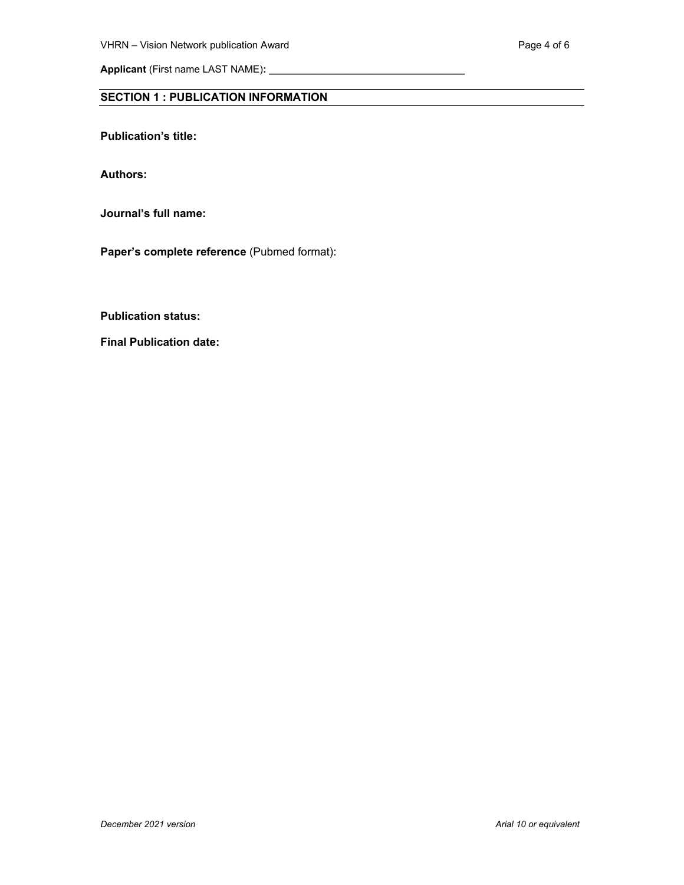**Applicant** (First name LAST NAME)**: ___________________________________**

## SECTION 1 : PUBLICATION INFORMATION

**Publication's title:**

**Authors:**

**Journal's full name:**

**Paper's complete reference** (Pubmed format):

**Publication status:**

**Final Publication date:**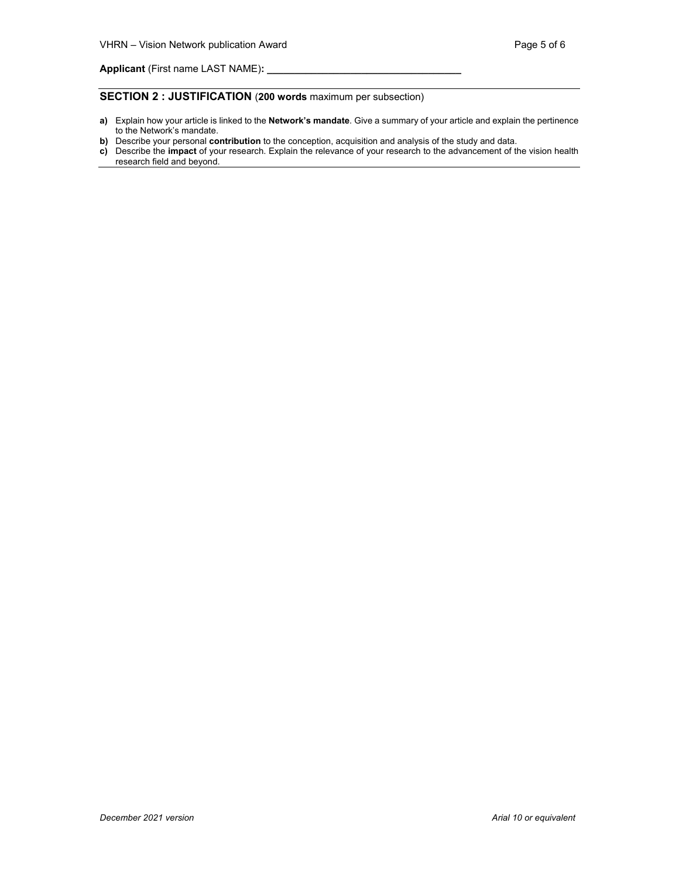**Applicant** (First name LAST NAME)**: \_\_\_\_\_\_\_\_\_\_\_\_\_\_\_\_\_\_\_\_\_\_\_\_\_\_\_\_\_\_\_\_\_\_**

## SECTION 2 : JUSTIFICATION (**200 words** maximum per subsection)

**a)** Explain how your article is linked to the **Network's mandate**. Give a summary of your article and explain the pertinence to the Network's mandate.

**b)** Describe your personal **contribution** to the conception, acquisition and analysis of the study and data.

**c)** Describe the **impact** of your research. Explain the relevance of your research to the advancement of the vision health research field and beyond.

*December 2021 version* *Arial 10 or equivalent*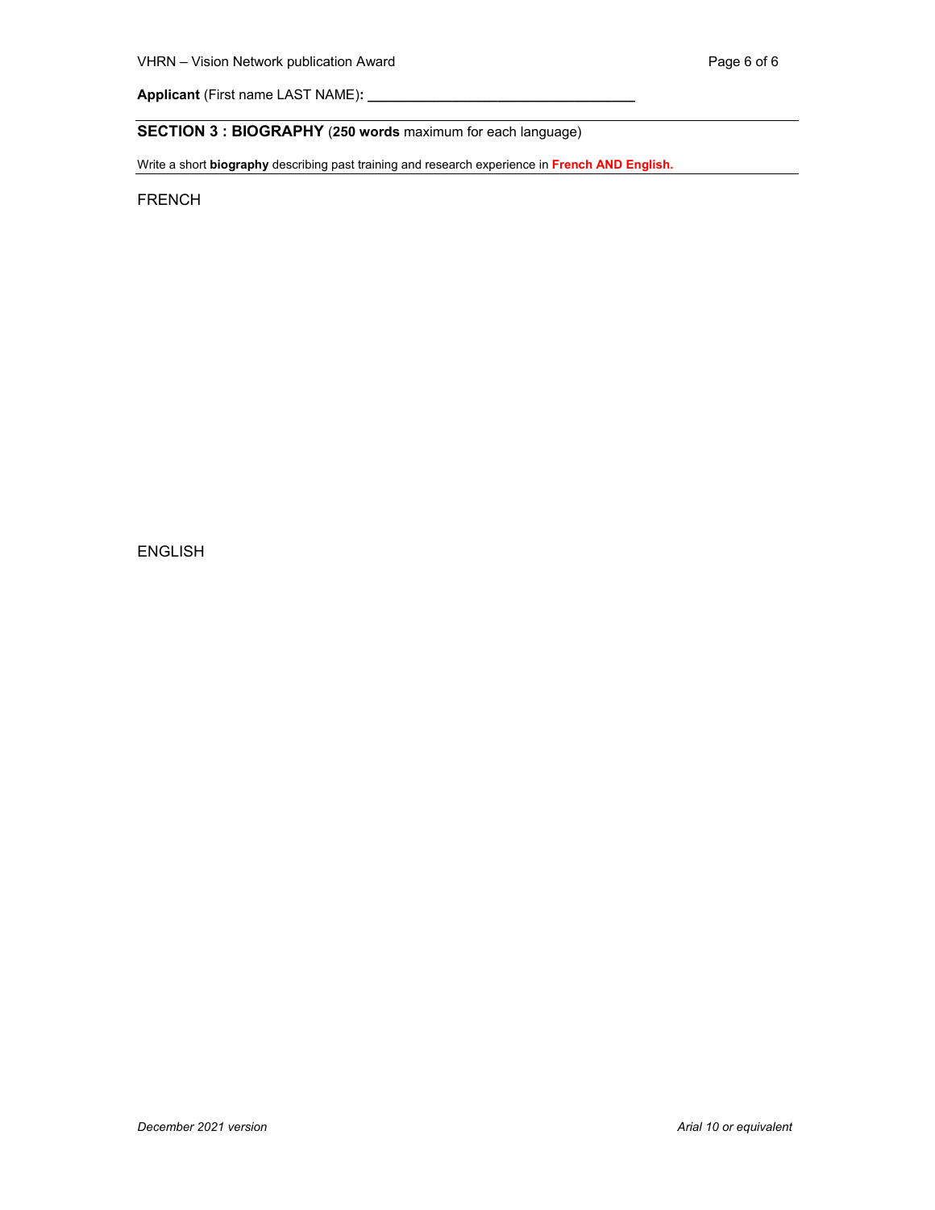**Applicant** (First name LAST NAME)**:** \_\_\_\_\_\_\_\_\_\_\_\_\_\_\_\_\_\_\_\_\_\_\_\_\_\_\_\_\_\_\_\_\_\_\_

## SECTION 3 : BIOGRAPHY (**250 words** maximum for each language)

Write a short **biography** describing past training and research experience in **French AND English.**

FRENCH

ENGLISH

*December 2021 version* *Arial 10 or equivalent*